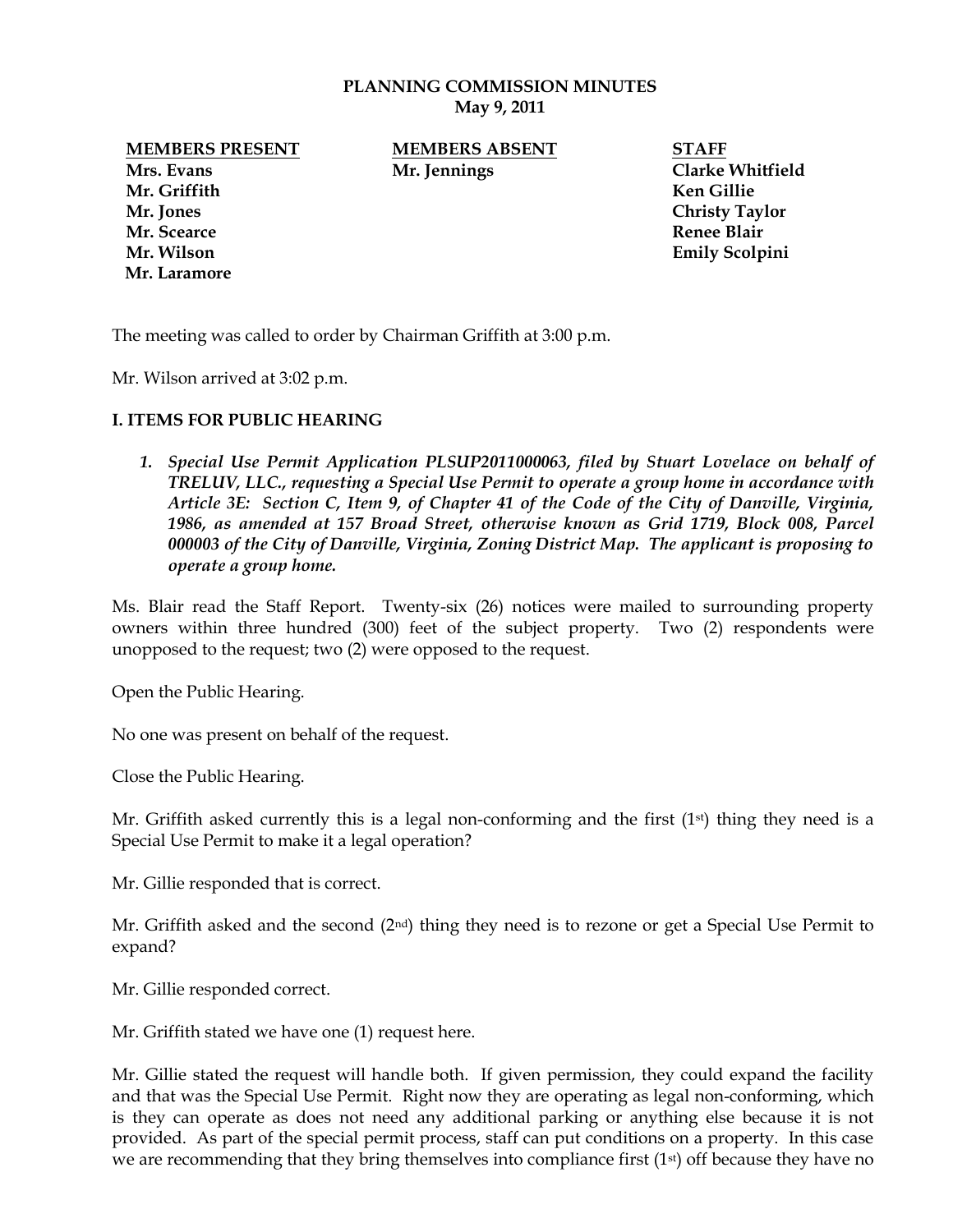# PLANNING COMMISSION MINUTES
## May 9, 2011

| MEMBERS PRESENT | MEMBERS ABSENT | STAFF |
|---|---|---|
| Mrs. Evans | Mr. Jennings | Clarke Whitfield |
| Mr. Griffith | | Ken Gillie |
| Mr. Jones | | Christy Taylor |
| Mr. Scearce | | Renee Blair |
| Mr. Wilson | | Emily Scolpini |
| Mr. Laramore | | |

The meeting was called to order by Chairman Griffith at 3:00 p.m.

Mr. Wilson arrived at 3:02 p.m.

### I. ITEMS FOR PUBLIC HEARING

1. ***Special Use Permit Application PLSUP2011000063, filed by Stuart Lovelace on behalf of TRELUV, LLC., requesting a Special Use Permit to operate a group home in accordance with Article 3E: Section C, Item 9, of Chapter 41 of the Code of the City of Danville, Virginia, 1986, as amended at 157 Broad Street, otherwise known as Grid 1719, Block 008, Parcel 000003 of the City of Danville, Virginia, Zoning District Map. The applicant is proposing to operate a group home.***

Ms. Blair read the Staff Report. Twenty-six (26) notices were mailed to surrounding property owners within three hundred (300) feet of the subject property. Two (2) respondents were unopposed to the request; two (2) were opposed to the request.

Open the Public Hearing.

No one was present on behalf of the request.

Close the Public Hearing.

Mr. Griffith asked currently this is a legal non-conforming and the first (1st) thing they need is a Special Use Permit to make it a legal operation?

Mr. Gillie responded that is correct.

Mr. Griffith asked and the second (2nd) thing they need is to rezone or get a Special Use Permit to expand?

Mr. Gillie responded correct.

Mr. Griffith stated we have one (1) request here.

Mr. Gillie stated the request will handle both. If given permission, they could expand the facility and that was the Special Use Permit. Right now they are operating as legal non-conforming, which is they can operate as does not need any additional parking or anything else because it is not provided. As part of the special permit process, staff can put conditions on a property. In this case we are recommending that they bring themselves into compliance first (1st) off because they have no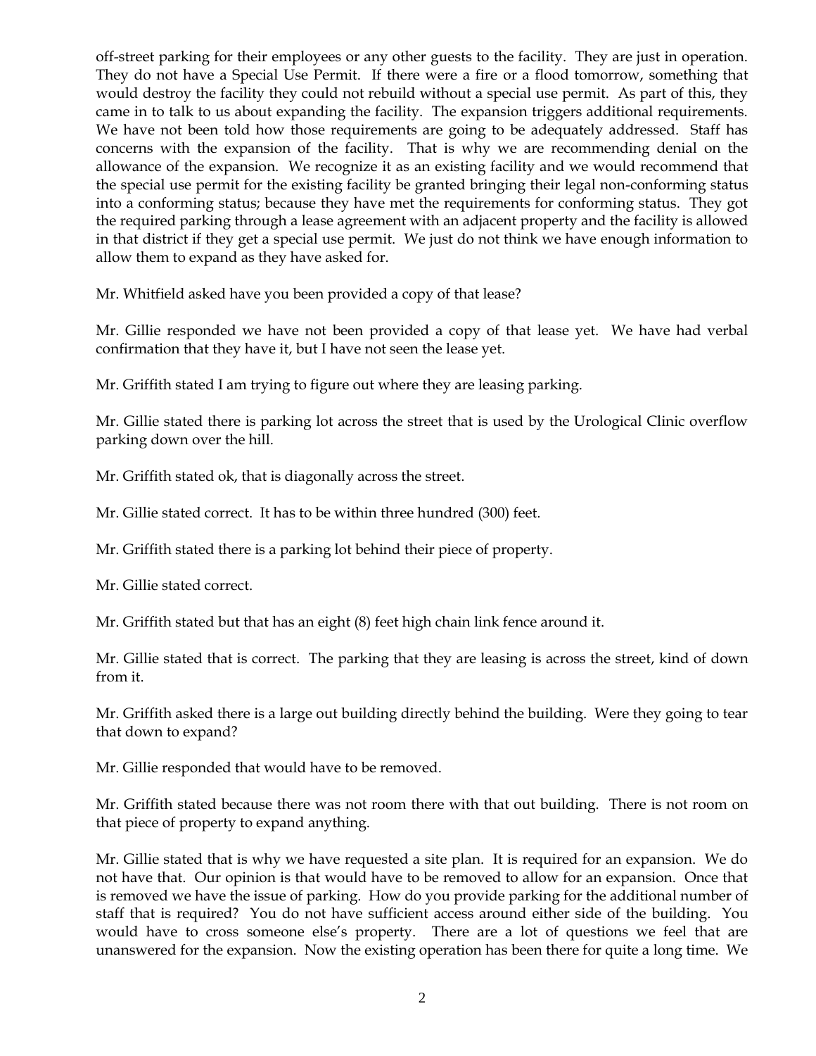off-street parking for their employees or any other guests to the facility. They are just in operation. They do not have a Special Use Permit. If there were a fire or a flood tomorrow, something that would destroy the facility they could not rebuild without a special use permit. As part of this, they came in to talk to us about expanding the facility. The expansion triggers additional requirements. We have not been told how those requirements are going to be adequately addressed. Staff has concerns with the expansion of the facility. That is why we are recommending denial on the allowance of the expansion. We recognize it as an existing facility and we would recommend that the special use permit for the existing facility be granted bringing their legal non-conforming status into a conforming status; because they have met the requirements for conforming status. They got the required parking through a lease agreement with an adjacent property and the facility is allowed in that district if they get a special use permit. We just do not think we have enough information to allow them to expand as they have asked for.

Mr. Whitfield asked have you been provided a copy of that lease?

Mr. Gillie responded we have not been provided a copy of that lease yet. We have had verbal confirmation that they have it, but I have not seen the lease yet.

Mr. Griffith stated I am trying to figure out where they are leasing parking.

Mr. Gillie stated there is parking lot across the street that is used by the Urological Clinic overflow parking down over the hill.

Mr. Griffith stated ok, that is diagonally across the street.

Mr. Gillie stated correct. It has to be within three hundred (300) feet.

Mr. Griffith stated there is a parking lot behind their piece of property.

Mr. Gillie stated correct.

Mr. Griffith stated but that has an eight (8) feet high chain link fence around it.

Mr. Gillie stated that is correct. The parking that they are leasing is across the street, kind of down from it.

Mr. Griffith asked there is a large out building directly behind the building. Were they going to tear that down to expand?

Mr. Gillie responded that would have to be removed.

Mr. Griffith stated because there was not room there with that out building. There is not room on that piece of property to expand anything.

Mr. Gillie stated that is why we have requested a site plan. It is required for an expansion. We do not have that. Our opinion is that would have to be removed to allow for an expansion. Once that is removed we have the issue of parking. How do you provide parking for the additional number of staff that is required? You do not have sufficient access around either side of the building. You would have to cross someone else's property. There are a lot of questions we feel that are unanswered for the expansion. Now the existing operation has been there for quite a long time. We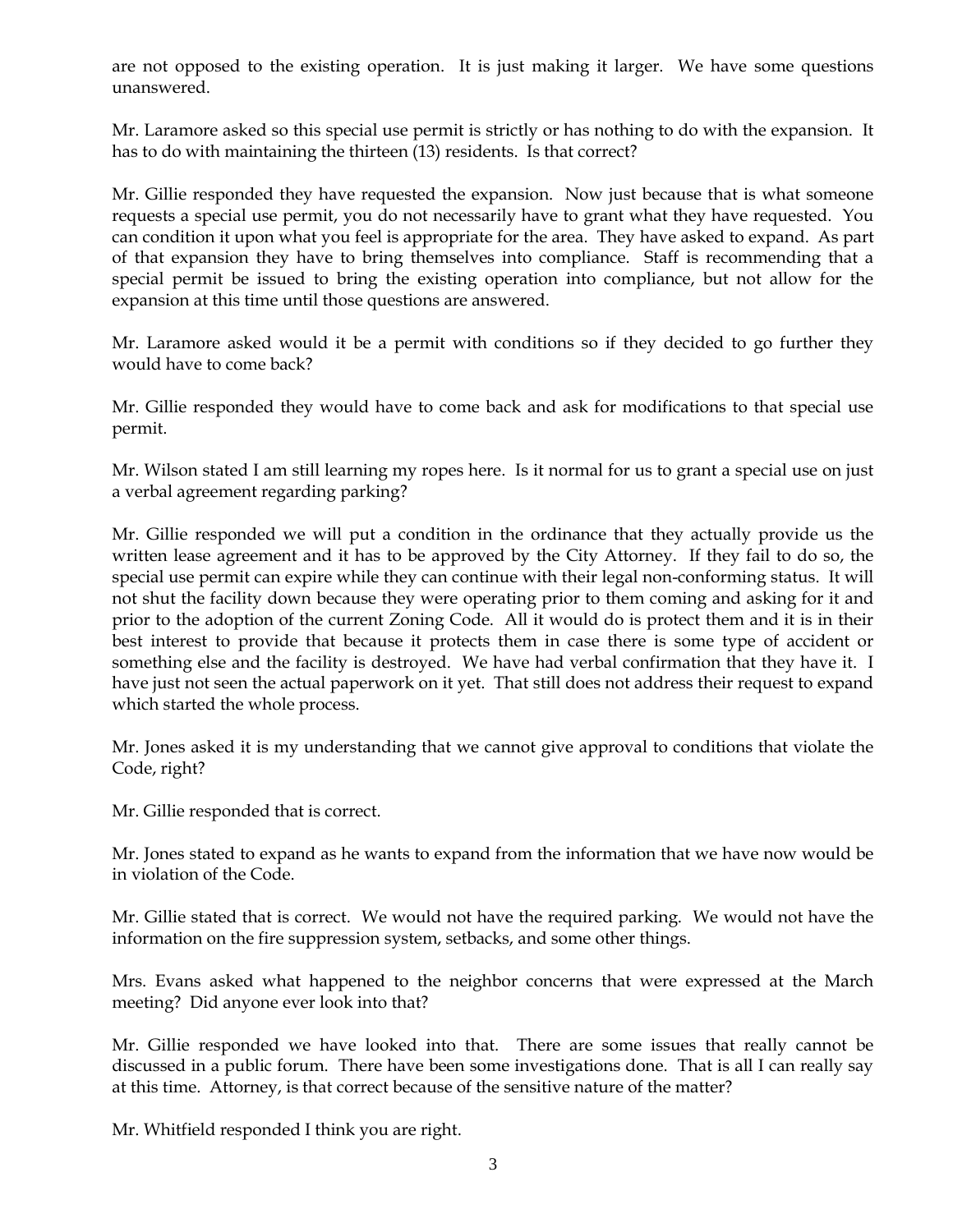are not opposed to the existing operation. It is just making it larger. We have some questions unanswered.

Mr. Laramore asked so this special use permit is strictly or has nothing to do with the expansion. It has to do with maintaining the thirteen (13) residents. Is that correct?

Mr. Gillie responded they have requested the expansion. Now just because that is what someone requests a special use permit, you do not necessarily have to grant what they have requested. You can condition it upon what you feel is appropriate for the area. They have asked to expand. As part of that expansion they have to bring themselves into compliance. Staff is recommending that a special permit be issued to bring the existing operation into compliance, but not allow for the expansion at this time until those questions are answered.

Mr. Laramore asked would it be a permit with conditions so if they decided to go further they would have to come back?

Mr. Gillie responded they would have to come back and ask for modifications to that special use permit.

Mr. Wilson stated I am still learning my ropes here. Is it normal for us to grant a special use on just a verbal agreement regarding parking?

Mr. Gillie responded we will put a condition in the ordinance that they actually provide us the written lease agreement and it has to be approved by the City Attorney. If they fail to do so, the special use permit can expire while they can continue with their legal non-conforming status. It will not shut the facility down because they were operating prior to them coming and asking for it and prior to the adoption of the current Zoning Code. All it would do is protect them and it is in their best interest to provide that because it protects them in case there is some type of accident or something else and the facility is destroyed. We have had verbal confirmation that they have it. I have just not seen the actual paperwork on it yet. That still does not address their request to expand which started the whole process.

Mr. Jones asked it is my understanding that we cannot give approval to conditions that violate the Code, right?

Mr. Gillie responded that is correct.

Mr. Jones stated to expand as he wants to expand from the information that we have now would be in violation of the Code.

Mr. Gillie stated that is correct. We would not have the required parking. We would not have the information on the fire suppression system, setbacks, and some other things.

Mrs. Evans asked what happened to the neighbor concerns that were expressed at the March meeting? Did anyone ever look into that?

Mr. Gillie responded we have looked into that. There are some issues that really cannot be discussed in a public forum. There have been some investigations done. That is all I can really say at this time. Attorney, is that correct because of the sensitive nature of the matter?

Mr. Whitfield responded I think you are right.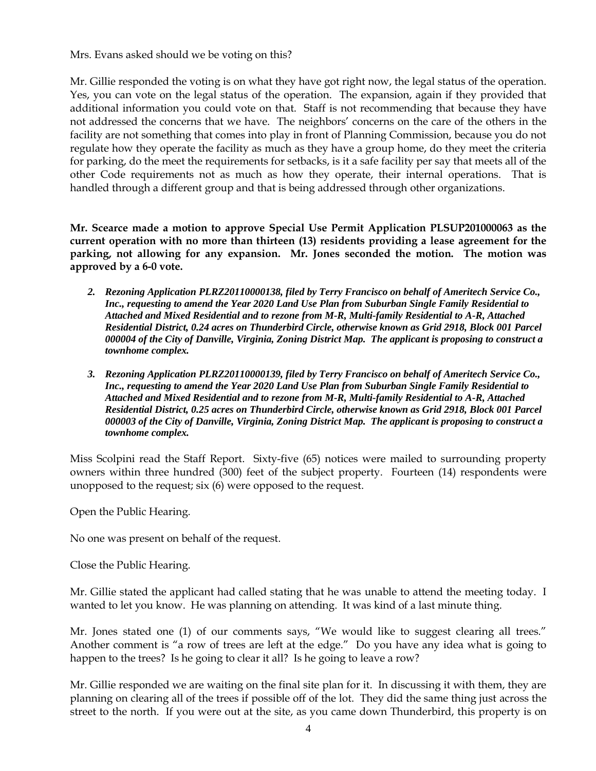Mrs. Evans asked should we be voting on this?

Mr. Gillie responded the voting is on what they have got right now, the legal status of the operation. Yes, you can vote on the legal status of the operation. The expansion, again if they provided that additional information you could vote on that. Staff is not recommending that because they have not addressed the concerns that we have. The neighbors' concerns on the care of the others in the facility are not something that comes into play in front of Planning Commission, because you do not regulate how they operate the facility as much as they have a group home, do they meet the criteria for parking, do the meet the requirements for setbacks, is it a safe facility per say that meets all of the other Code requirements not as much as how they operate, their internal operations. That is handled through a different group and that is being addressed through other organizations.

**Mr. Scearce made a motion to approve Special Use Permit Application PLSUP201000063 as the current operation with no more than thirteen (13) residents providing a lease agreement for the parking, not allowing for any expansion. Mr. Jones seconded the motion. The motion was approved by a 6-0 vote.**

2. ***Rezoning Application PLRZ20110000138, filed by Terry Francisco on behalf of Ameritech Service Co., Inc., requesting to amend the Year 2020 Land Use Plan from Suburban Single Family Residential to Attached and Mixed Residential and to rezone from M-R, Multi-family Residential to A-R, Attached Residential District, 0.24 acres on Thunderbird Circle, otherwise known as Grid 2918, Block 001 Parcel 000004 of the City of Danville, Virginia, Zoning District Map. The applicant is proposing to construct a townhome complex.***

3. ***Rezoning Application PLRZ20110000139, filed by Terry Francisco on behalf of Ameritech Service Co., Inc., requesting to amend the Year 2020 Land Use Plan from Suburban Single Family Residential to Attached and Mixed Residential and to rezone from M-R, Multi-family Residential to A-R, Attached Residential District, 0.25 acres on Thunderbird Circle, otherwise known as Grid 2918, Block 001 Parcel 000003 of the City of Danville, Virginia, Zoning District Map. The applicant is proposing to construct a townhome complex.***

Miss Scolpini read the Staff Report. Sixty-five (65) notices were mailed to surrounding property owners within three hundred (300) feet of the subject property. Fourteen (14) respondents were unopposed to the request; six (6) were opposed to the request.

Open the Public Hearing.

No one was present on behalf of the request.

Close the Public Hearing.

Mr. Gillie stated the applicant had called stating that he was unable to attend the meeting today. I wanted to let you know. He was planning on attending. It was kind of a last minute thing.

Mr. Jones stated one (1) of our comments says, "We would like to suggest clearing all trees." Another comment is "a row of trees are left at the edge." Do you have any idea what is going to happen to the trees? Is he going to clear it all? Is he going to leave a row?

Mr. Gillie responded we are waiting on the final site plan for it. In discussing it with them, they are planning on clearing all of the trees if possible off of the lot. They did the same thing just across the street to the north. If you were out at the site, as you came down Thunderbird, this property is on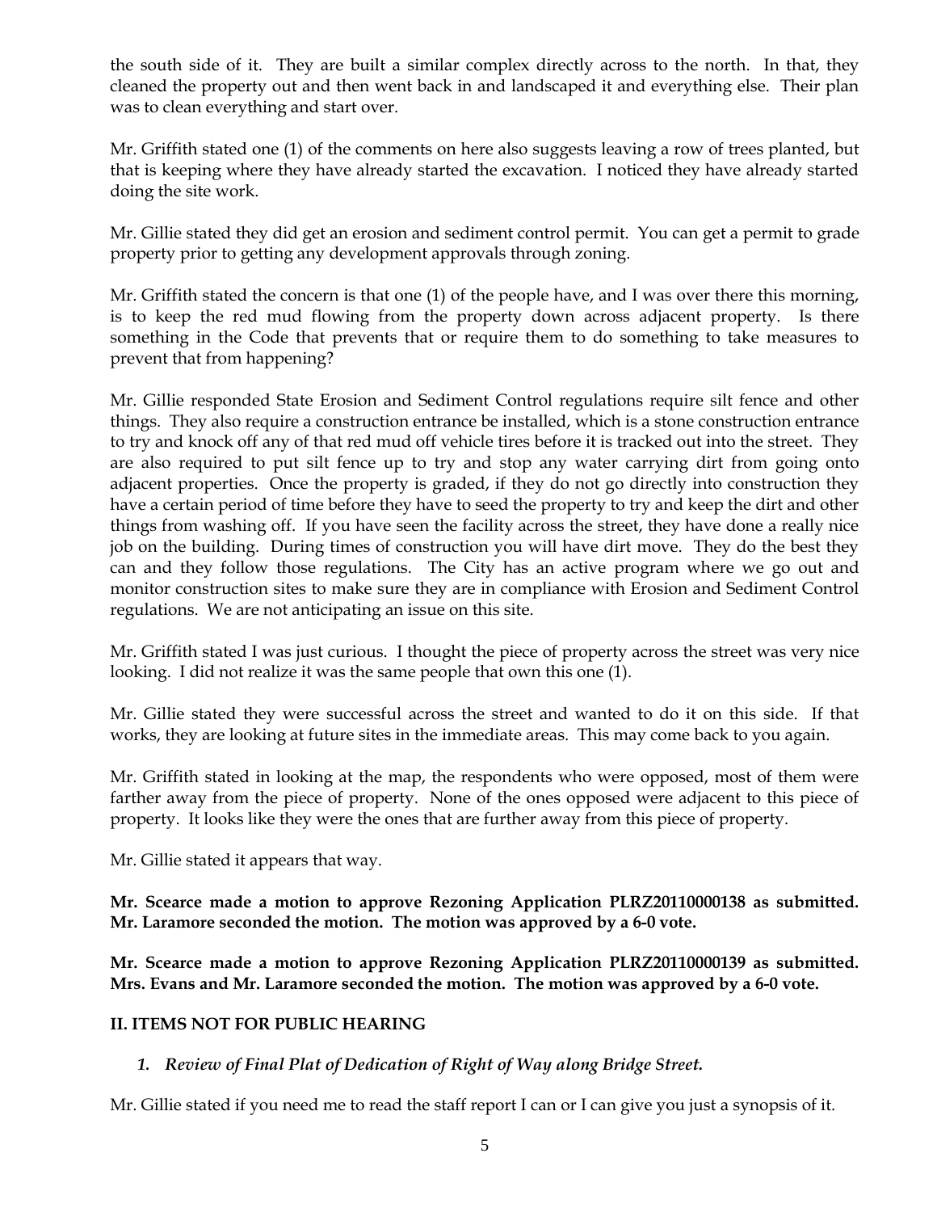the south side of it. They are built a similar complex directly across to the north. In that, they cleaned the property out and then went back in and landscaped it and everything else. Their plan was to clean everything and start over.

Mr. Griffith stated one (1) of the comments on here also suggests leaving a row of trees planted, but that is keeping where they have already started the excavation. I noticed they have already started doing the site work.

Mr. Gillie stated they did get an erosion and sediment control permit. You can get a permit to grade property prior to getting any development approvals through zoning.

Mr. Griffith stated the concern is that one (1) of the people have, and I was over there this morning, is to keep the red mud flowing from the property down across adjacent property. Is there something in the Code that prevents that or require them to do something to take measures to prevent that from happening?

Mr. Gillie responded State Erosion and Sediment Control regulations require silt fence and other things. They also require a construction entrance be installed, which is a stone construction entrance to try and knock off any of that red mud off vehicle tires before it is tracked out into the street. They are also required to put silt fence up to try and stop any water carrying dirt from going onto adjacent properties. Once the property is graded, if they do not go directly into construction they have a certain period of time before they have to seed the property to try and keep the dirt and other things from washing off. If you have seen the facility across the street, they have done a really nice job on the building. During times of construction you will have dirt move. They do the best they can and they follow those regulations. The City has an active program where we go out and monitor construction sites to make sure they are in compliance with Erosion and Sediment Control regulations. We are not anticipating an issue on this site.

Mr. Griffith stated I was just curious. I thought the piece of property across the street was very nice looking. I did not realize it was the same people that own this one (1).

Mr. Gillie stated they were successful across the street and wanted to do it on this side. If that works, they are looking at future sites in the immediate areas. This may come back to you again.

Mr. Griffith stated in looking at the map, the respondents who were opposed, most of them were farther away from the piece of property. None of the ones opposed were adjacent to this piece of property. It looks like they were the ones that are further away from this piece of property.

Mr. Gillie stated it appears that way.

**Mr. Scearce made a motion to approve Rezoning Application PLRZ20110000138 as submitted. Mr. Laramore seconded the motion. The motion was approved by a 6-0 vote.**

**Mr. Scearce made a motion to approve Rezoning Application PLRZ20110000139 as submitted. Mrs. Evans and Mr. Laramore seconded the motion. The motion was approved by a 6-0 vote.**

## II. ITEMS NOT FOR PUBLIC HEARING

***1. Review of Final Plat of Dedication of Right of Way along Bridge Street.***

Mr. Gillie stated if you need me to read the staff report I can or I can give you just a synopsis of it.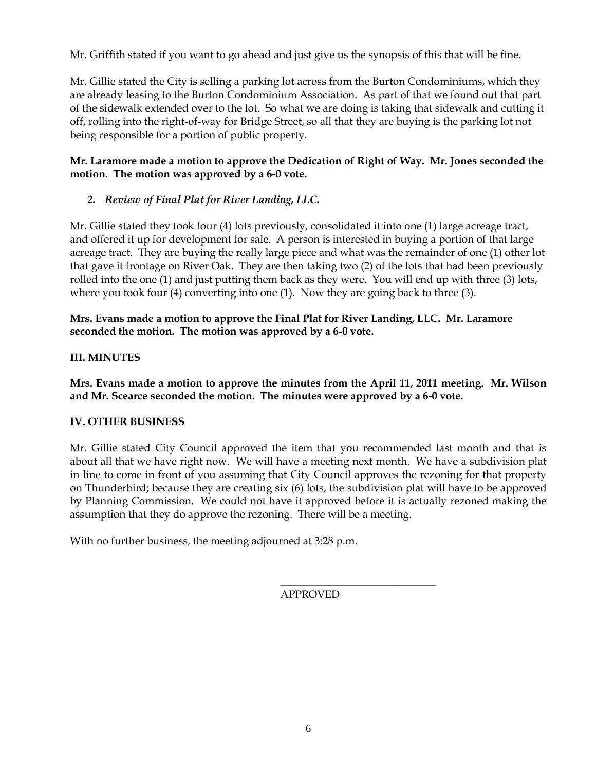Mr. Griffith stated if you want to go ahead and just give us the synopsis of this that will be fine.

Mr. Gillie stated the City is selling a parking lot across from the Burton Condominiums, which they are already leasing to the Burton Condominium Association. As part of that we found out that part of the sidewalk extended over to the lot. So what we are doing is taking that sidewalk and cutting it off, rolling into the right-of-way for Bridge Street, so all that they are buying is the parking lot not being responsible for a portion of public property.

**Mr. Laramore made a motion to approve the Dedication of Right of Way. Mr. Jones seconded the motion. The motion was approved by a 6-0 vote.**

2. ***Review of Final Plat for River Landing, LLC.***

Mr. Gillie stated they took four (4) lots previously, consolidated it into one (1) large acreage tract, and offered it up for development for sale. A person is interested in buying a portion of that large acreage tract. They are buying the really large piece and what was the remainder of one (1) other lot that gave it frontage on River Oak. They are then taking two (2) of the lots that had been previously rolled into the one (1) and just putting them back as they were. You will end up with three (3) lots, where you took four (4) converting into one (1). Now they are going back to three (3).

**Mrs. Evans made a motion to approve the Final Plat for River Landing, LLC. Mr. Laramore seconded the motion. The motion was approved by a 6-0 vote.**

## III. MINUTES

**Mrs. Evans made a motion to approve the minutes from the April 11, 2011 meeting. Mr. Wilson and Mr. Scearce seconded the motion. The minutes were approved by a 6-0 vote.**

## IV. OTHER BUSINESS

Mr. Gillie stated City Council approved the item that you recommended last month and that is about all that we have right now. We will have a meeting next month. We have a subdivision plat in line to come in front of you assuming that City Council approves the rezoning for that property on Thunderbird; because they are creating six (6) lots, the subdivision plat will have to be approved by Planning Commission. We could not have it approved before it is actually rezoned making the assumption that they do approve the rezoning. There will be a meeting.

With no further business, the meeting adjourned at 3:28 p.m.

_____________________________

APPROVED